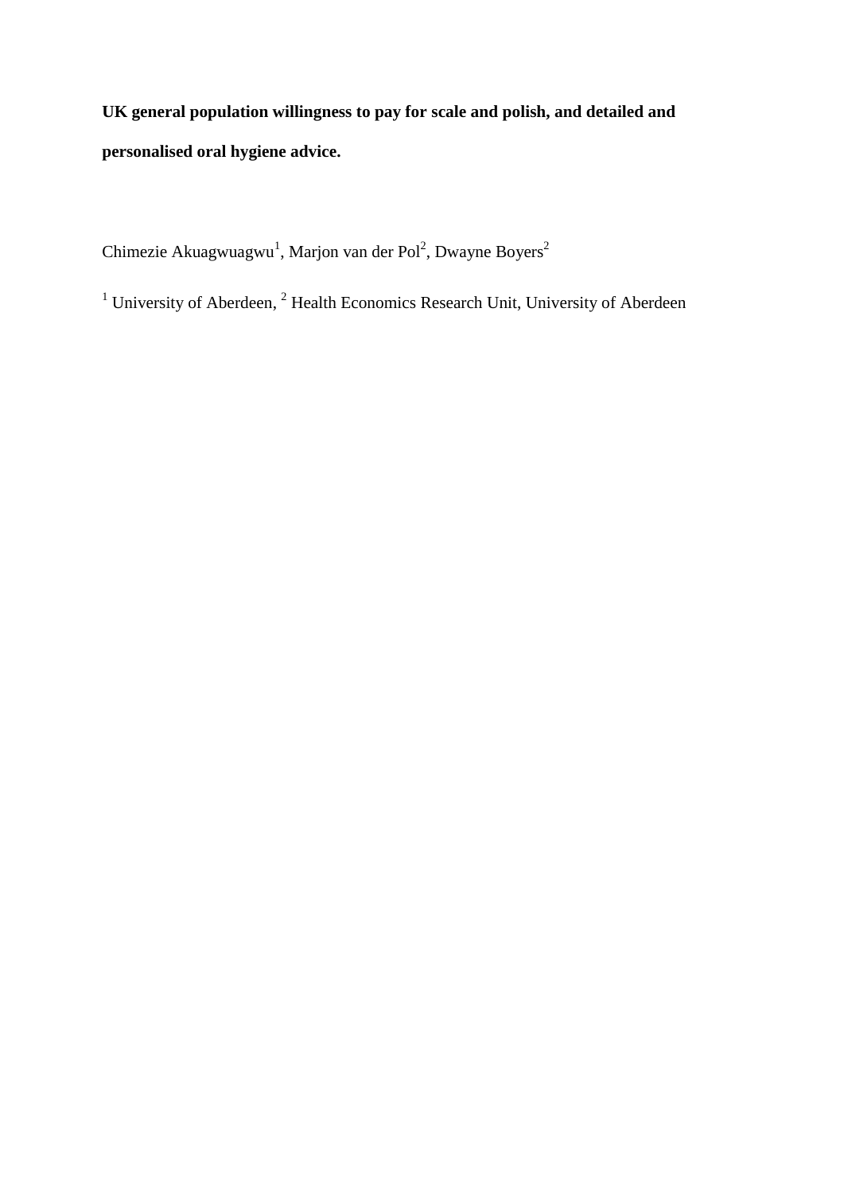# UK general population willingness to pay for scale and polish, and detailed and personalised oral hygiene advice.

Chimezie Akuagwuagwu[1], Marjon van der Pol[2], Dwayne Boyers[2]

[1] University of Aberdeen, [2] Health Economics Research Unit, University of Aberdeen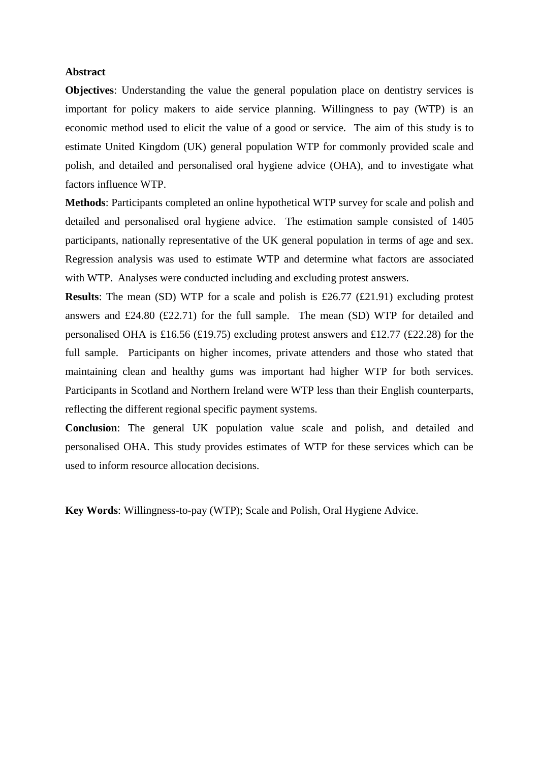## Abstract

**Objectives**: Understanding the value the general population place on dentistry services is important for policy makers to aide service planning. Willingness to pay (WTP) is an economic method used to elicit the value of a good or service. The aim of this study is to estimate United Kingdom (UK) general population WTP for commonly provided scale and polish, and detailed and personalised oral hygiene advice (OHA), and to investigate what factors influence WTP.

**Methods**: Participants completed an online hypothetical WTP survey for scale and polish and detailed and personalised oral hygiene advice. The estimation sample consisted of 1405 participants, nationally representative of the UK general population in terms of age and sex. Regression analysis was used to estimate WTP and determine what factors are associated with WTP. Analyses were conducted including and excluding protest answers.

**Results**: The mean (SD) WTP for a scale and polish is £26.77 (£21.91) excluding protest answers and £24.80 (£22.71) for the full sample. The mean (SD) WTP for detailed and personalised OHA is £16.56 (£19.75) excluding protest answers and £12.77 (£22.28) for the full sample. Participants on higher incomes, private attenders and those who stated that maintaining clean and healthy gums was important had higher WTP for both services. Participants in Scotland and Northern Ireland were WTP less than their English counterparts, reflecting the different regional specific payment systems.

**Conclusion**: The general UK population value scale and polish, and detailed and personalised OHA. This study provides estimates of WTP for these services which can be used to inform resource allocation decisions.

**Key Words**: Willingness-to-pay (WTP); Scale and Polish, Oral Hygiene Advice.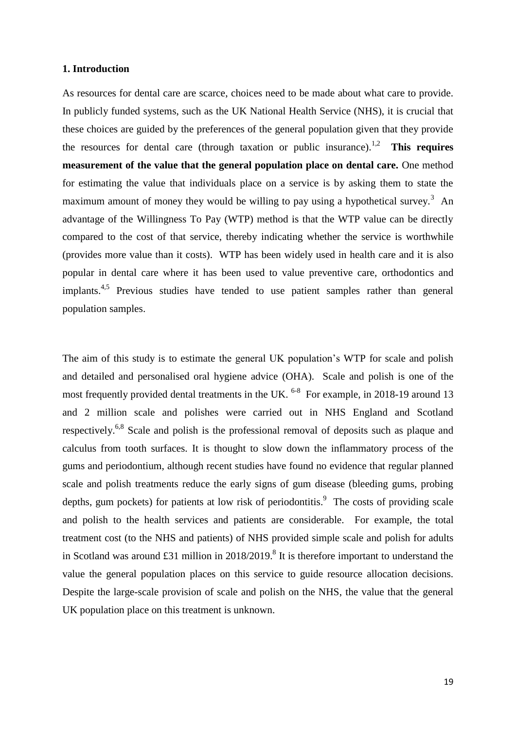## 1. Introduction

As resources for dental care are scarce, choices need to be made about what care to provide. In publicly funded systems, such as the UK National Health Service (NHS), it is crucial that these choices are guided by the preferences of the general population given that they provide the resources for dental care (through taxation or public insurance).[1,2] **This requires measurement of the value that the general population place on dental care.** One method for estimating the value that individuals place on a service is by asking them to state the maximum amount of money they would be willing to pay using a hypothetical survey.[3] An advantage of the Willingness To Pay (WTP) method is that the WTP value can be directly compared to the cost of that service, thereby indicating whether the service is worthwhile (provides more value than it costs). WTP has been widely used in health care and it is also popular in dental care where it has been used to value preventive care, orthodontics and implants.[4,5] Previous studies have tended to use patient samples rather than general population samples.

The aim of this study is to estimate the general UK population's WTP for scale and polish and detailed and personalised oral hygiene advice (OHA). Scale and polish is one of the most frequently provided dental treatments in the UK.[6-8] For example, in 2018-19 around 13 and 2 million scale and polishes were carried out in NHS England and Scotland respectively.[6,8] Scale and polish is the professional removal of deposits such as plaque and calculus from tooth surfaces. It is thought to slow down the inflammatory process of the gums and periodontium, although recent studies have found no evidence that regular planned scale and polish treatments reduce the early signs of gum disease (bleeding gums, probing depths, gum pockets) for patients at low risk of periodontitis.[9] The costs of providing scale and polish to the health services and patients are considerable. For example, the total treatment cost (to the NHS and patients) of NHS provided simple scale and polish for adults in Scotland was around £31 million in 2018/2019.[8] It is therefore important to understand the value the general population places on this service to guide resource allocation decisions. Despite the large-scale provision of scale and polish on the NHS, the value that the general UK population place on this treatment is unknown.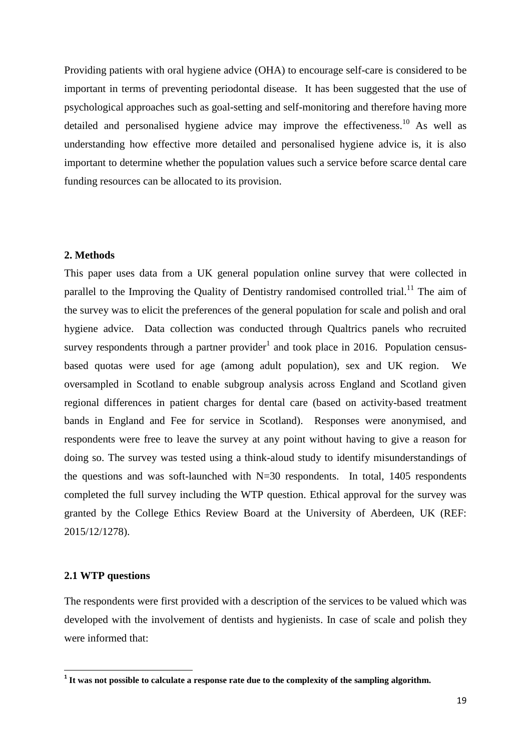Providing patients with oral hygiene advice (OHA) to encourage self-care is considered to be important in terms of preventing periodontal disease. It has been suggested that the use of psychological approaches such as goal-setting and self-monitoring and therefore having more detailed and personalised hygiene advice may improve the effectiveness.[10] As well as understanding how effective more detailed and personalised hygiene advice is, it is also important to determine whether the population values such a service before scarce dental care funding resources can be allocated to its provision.

## 2. Methods

This paper uses data from a UK general population online survey that were collected in parallel to the Improving the Quality of Dentistry randomised controlled trial.[11] The aim of the survey was to elicit the preferences of the general population for scale and polish and oral hygiene advice. Data collection was conducted through Qualtrics panels who recruited survey respondents through a partner provider[1] and took place in 2016. Population census-based quotas were used for age (among adult population), sex and UK region. We oversampled in Scotland to enable subgroup analysis across England and Scotland given regional differences in patient charges for dental care (based on activity-based treatment bands in England and Fee for service in Scotland). Responses were anonymised, and respondents were free to leave the survey at any point without having to give a reason for doing so. The survey was tested using a think-aloud study to identify misunderstandings of the questions and was soft-launched with N=30 respondents. In total, 1405 respondents completed the full survey including the WTP question. Ethical approval for the survey was granted by the College Ethics Review Board at the University of Aberdeen, UK (REF: 2015/12/1278).

### 2.1 WTP questions

The respondents were first provided with a description of the services to be valued which was developed with the involvement of dentists and hygienists. In case of scale and polish they were informed that:

**[1] It was not possible to calculate a response rate due to the complexity of the sampling algorithm.**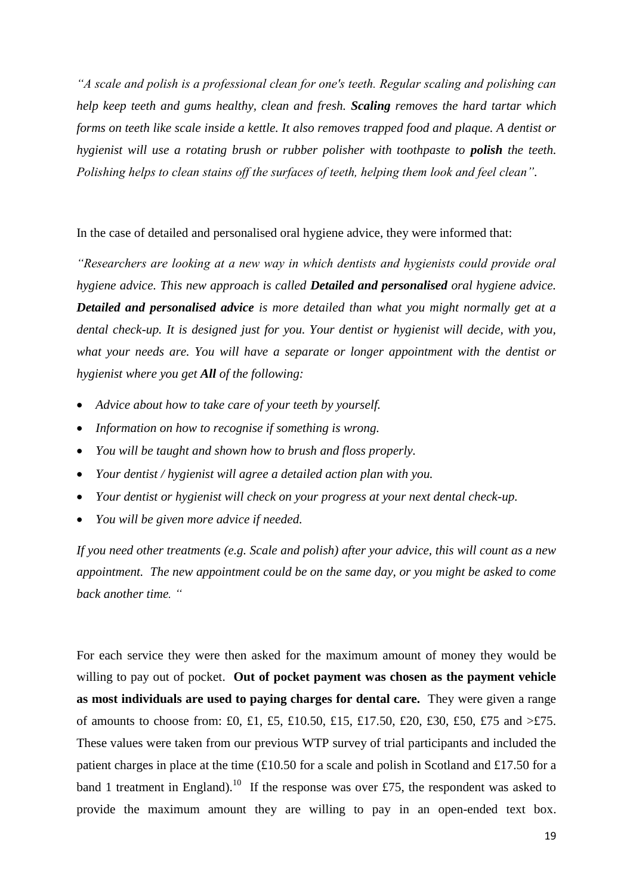*"A scale and polish is a professional clean for one's teeth. Regular scaling and polishing can help keep teeth and gums healthy, clean and fresh.* ***Scaling*** *removes the hard tartar which forms on teeth like scale inside a kettle. It also removes trapped food and plaque. A dentist or hygienist will use a rotating brush or rubber polisher with toothpaste to* ***polish*** *the teeth. Polishing helps to clean stains off the surfaces of teeth, helping them look and feel clean".*

In the case of detailed and personalised oral hygiene advice, they were informed that:

*"Researchers are looking at a new way in which dentists and hygienists could provide oral hygiene advice. This new approach is called* ***Detailed and personalised*** *oral hygiene advice.* ***Detailed and personalised advice*** *is more detailed than what you might normally get at a dental check-up. It is designed just for you. Your dentist or hygienist will decide, with you, what your needs are. You will have a separate or longer appointment with the dentist or hygienist where you get* ***All*** *of the following:*

- *Advice about how to take care of your teeth by yourself.*
- *Information on how to recognise if something is wrong.*
- *You will be taught and shown how to brush and floss properly.*
- *Your dentist / hygienist will agree a detailed action plan with you.*
- *Your dentist or hygienist will check on your progress at your next dental check-up.*
- *You will be given more advice if needed.*

*If you need other treatments (e.g. Scale and polish) after your advice, this will count as a new appointment. The new appointment could be on the same day, or you might be asked to come back another time. "*

For each service they were then asked for the maximum amount of money they would be willing to pay out of pocket. **Out of pocket payment was chosen as the payment vehicle as most individuals are used to paying charges for dental care.** They were given a range of amounts to choose from: £0, £1, £5, £10.50, £15, £17.50, £20, £30, £50, £75 and >£75. These values were taken from our previous WTP survey of trial participants and included the patient charges in place at the time (£10.50 for a scale and polish in Scotland and £17.50 for a band 1 treatment in England).[10] If the response was over £75, the respondent was asked to provide the maximum amount they are willing to pay in an open-ended text box.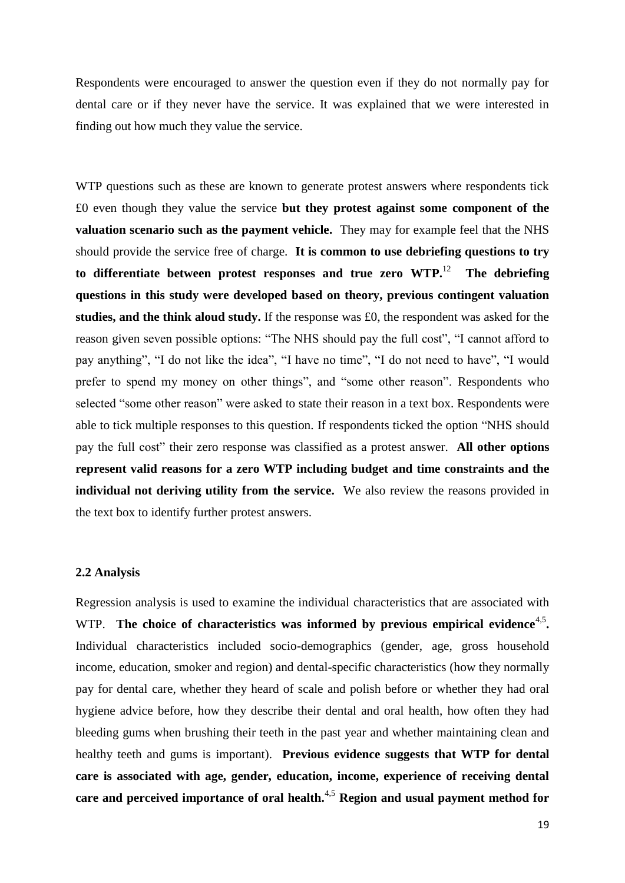Respondents were encouraged to answer the question even if they do not normally pay for dental care or if they never have the service. It was explained that we were interested in finding out how much they value the service.

WTP questions such as these are known to generate protest answers where respondents tick £0 even though they value the service **but they protest against some component of the valuation scenario such as the payment vehicle.** They may for example feel that the NHS should provide the service free of charge. **It is common to use debriefing questions to try to differentiate between protest responses and true zero WTP.**[12] **The debriefing questions in this study were developed based on theory, previous contingent valuation studies, and the think aloud study.** If the response was £0, the respondent was asked for the reason given seven possible options: "The NHS should pay the full cost", "I cannot afford to pay anything", "I do not like the idea", "I have no time", "I do not need to have", "I would prefer to spend my money on other things", and "some other reason". Respondents who selected "some other reason" were asked to state their reason in a text box. Respondents were able to tick multiple responses to this question. If respondents ticked the option "NHS should pay the full cost" their zero response was classified as a protest answer. **All other options represent valid reasons for a zero WTP including budget and time constraints and the individual not deriving utility from the service.** We also review the reasons provided in the text box to identify further protest answers.

### 2.2 Analysis

Regression analysis is used to examine the individual characteristics that are associated with WTP. **The choice of characteristics was informed by previous empirical evidence**[4,5]**.** Individual characteristics included socio-demographics (gender, age, gross household income, education, smoker and region) and dental-specific characteristics (how they normally pay for dental care, whether they heard of scale and polish before or whether they had oral hygiene advice before, how they describe their dental and oral health, how often they had bleeding gums when brushing their teeth in the past year and whether maintaining clean and healthy teeth and gums is important). **Previous evidence suggests that WTP for dental care is associated with age, gender, education, income, experience of receiving dental care and perceived importance of oral health.**[4,5] **Region and usual payment method for**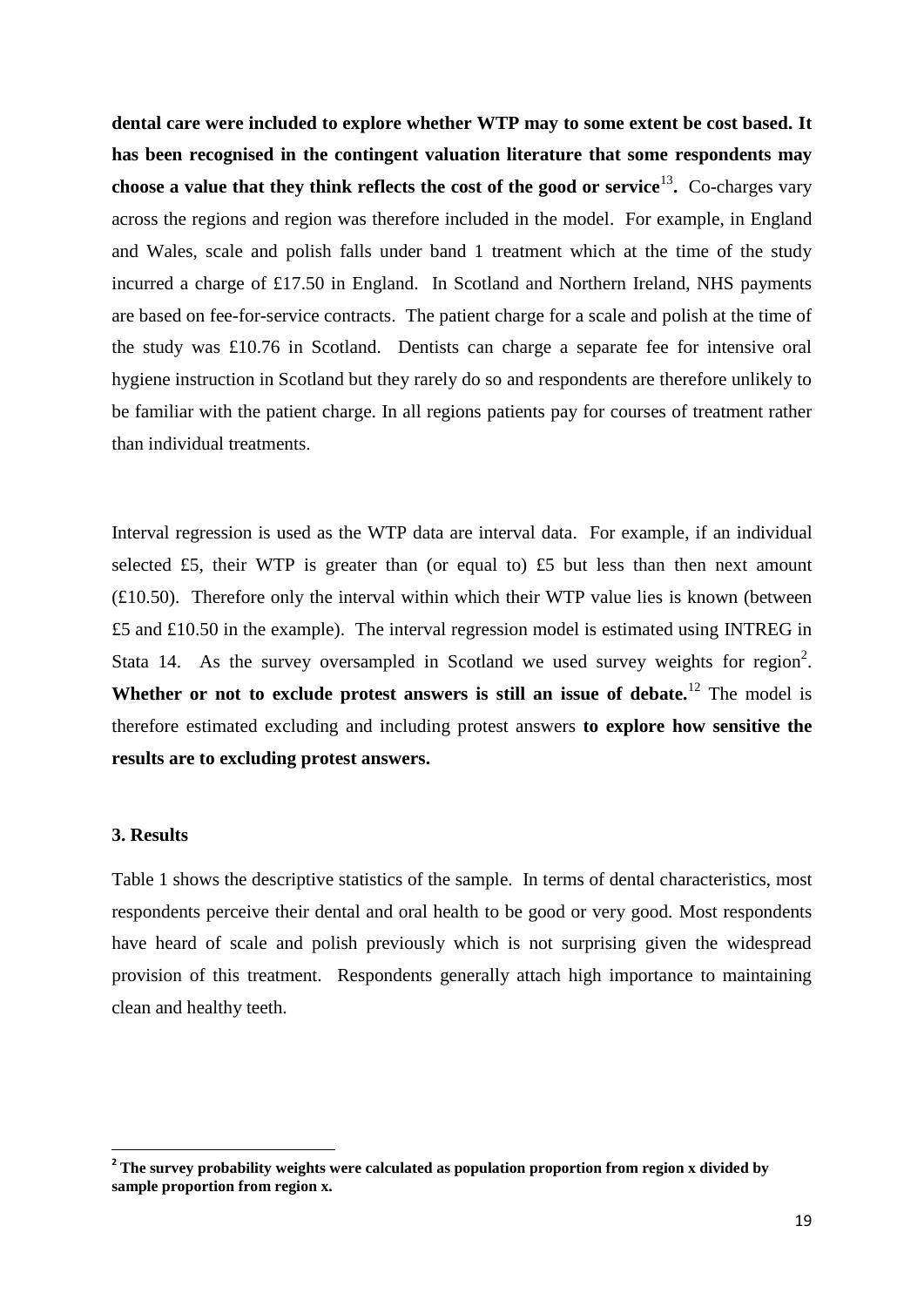**dental care were included to explore whether WTP may to some extent be cost based. It has been recognised in the contingent valuation literature that some respondents may choose a value that they think reflects the cost of the good or service**[13]**.** Co-charges vary across the regions and region was therefore included in the model. For example, in England and Wales, scale and polish falls under band 1 treatment which at the time of the study incurred a charge of £17.50 in England. In Scotland and Northern Ireland, NHS payments are based on fee-for-service contracts. The patient charge for a scale and polish at the time of the study was £10.76 in Scotland. Dentists can charge a separate fee for intensive oral hygiene instruction in Scotland but they rarely do so and respondents are therefore unlikely to be familiar with the patient charge. In all regions patients pay for courses of treatment rather than individual treatments.

Interval regression is used as the WTP data are interval data. For example, if an individual selected £5, their WTP is greater than (or equal to) £5 but less than then next amount (£10.50). Therefore only the interval within which their WTP value lies is known (between £5 and £10.50 in the example). The interval regression model is estimated using INTREG in Stata 14. As the survey oversampled in Scotland we used survey weights for region[2]. **Whether or not to exclude protest answers is still an issue of debate.**[12] The model is therefore estimated excluding and including protest answers **to explore how sensitive the results are to excluding protest answers.**

### 3. Results

Table 1 shows the descriptive statistics of the sample. In terms of dental characteristics, most respondents perceive their dental and oral health to be good or very good. Most respondents have heard of scale and polish previously which is not surprising given the widespread provision of this treatment. Respondents generally attach high importance to maintaining clean and healthy teeth.

---

[2] **The survey probability weights were calculated as population proportion from region x divided by sample proportion from region x.**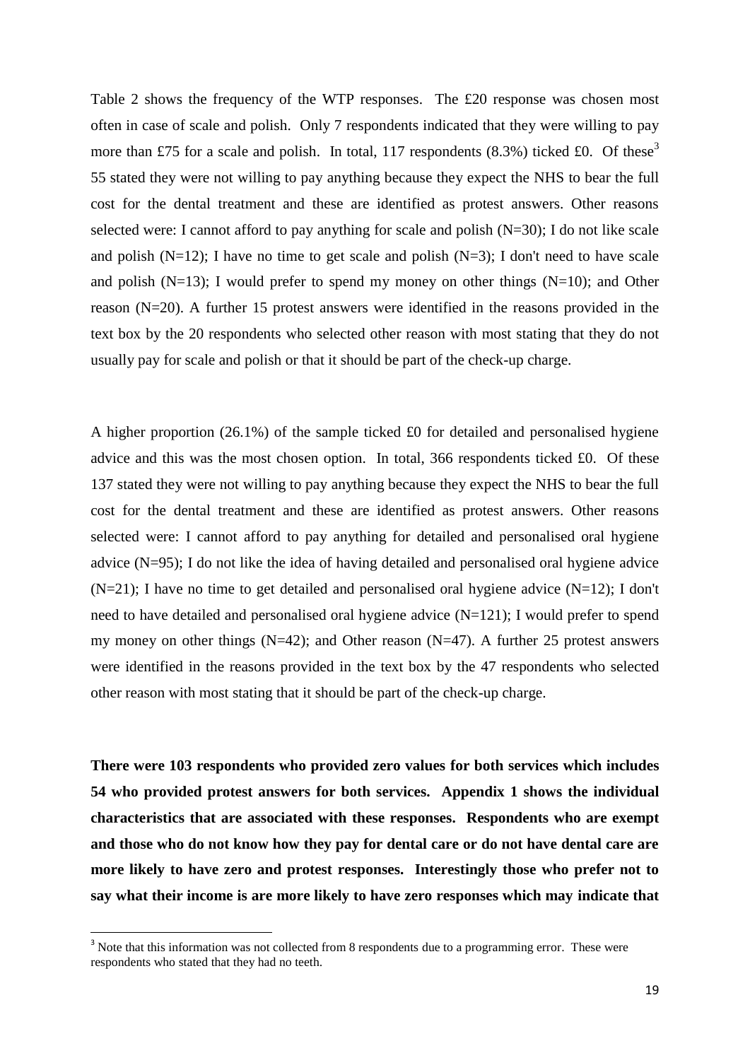Table 2 shows the frequency of the WTP responses. The £20 response was chosen most often in case of scale and polish. Only 7 respondents indicated that they were willing to pay more than £75 for a scale and polish. In total, 117 respondents (8.3%) ticked £0. Of these[3] 55 stated they were not willing to pay anything because they expect the NHS to bear the full cost for the dental treatment and these are identified as protest answers. Other reasons selected were: I cannot afford to pay anything for scale and polish (N=30); I do not like scale and polish (N=12); I have no time to get scale and polish (N=3); I don't need to have scale and polish (N=13); I would prefer to spend my money on other things (N=10); and Other reason (N=20). A further 15 protest answers were identified in the reasons provided in the text box by the 20 respondents who selected other reason with most stating that they do not usually pay for scale and polish or that it should be part of the check-up charge.

A higher proportion (26.1%) of the sample ticked £0 for detailed and personalised hygiene advice and this was the most chosen option. In total, 366 respondents ticked £0. Of these 137 stated they were not willing to pay anything because they expect the NHS to bear the full cost for the dental treatment and these are identified as protest answers. Other reasons selected were: I cannot afford to pay anything for detailed and personalised oral hygiene advice (N=95); I do not like the idea of having detailed and personalised oral hygiene advice (N=21); I have no time to get detailed and personalised oral hygiene advice (N=12); I don't need to have detailed and personalised oral hygiene advice (N=121); I would prefer to spend my money on other things (N=42); and Other reason (N=47). A further 25 protest answers were identified in the reasons provided in the text box by the 47 respondents who selected other reason with most stating that it should be part of the check-up charge.

**There were 103 respondents who provided zero values for both services which includes 54 who provided protest answers for both services. Appendix 1 shows the individual characteristics that are associated with these responses. Respondents who are exempt and those who do not know how they pay for dental care or do not have dental care are more likely to have zero and protest responses. Interestingly those who prefer not to say what their income is are more likely to have zero responses which may indicate that**

[3] Note that this information was not collected from 8 respondents due to a programming error. These were respondents who stated that they had no teeth.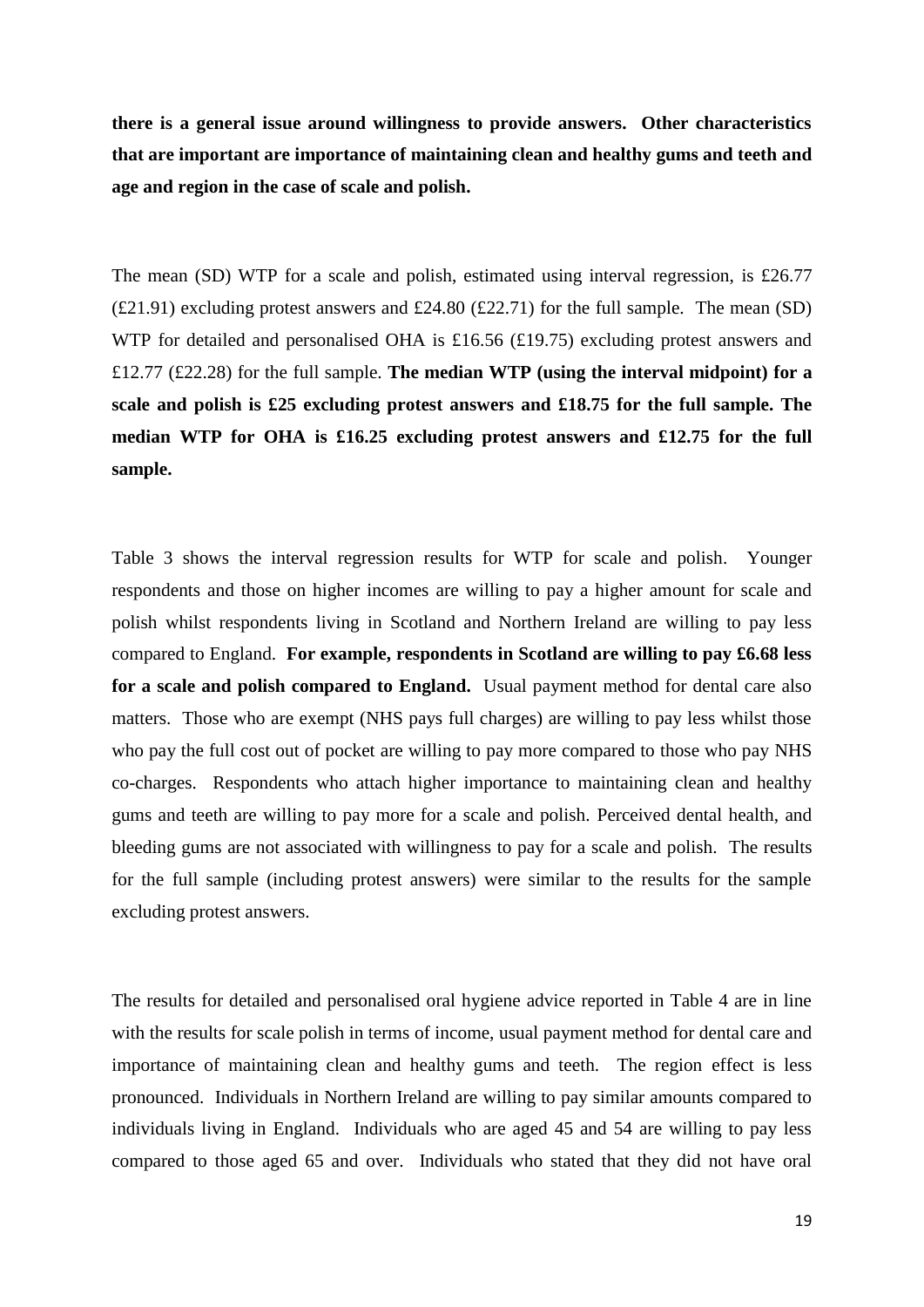**there is a general issue around willingness to provide answers. Other characteristics that are important are importance of maintaining clean and healthy gums and teeth and age and region in the case of scale and polish.**

The mean (SD) WTP for a scale and polish, estimated using interval regression, is £26.77 (£21.91) excluding protest answers and £24.80 (£22.71) for the full sample. The mean (SD) WTP for detailed and personalised OHA is £16.56 (£19.75) excluding protest answers and £12.77 (£22.28) for the full sample. **The median WTP (using the interval midpoint) for a scale and polish is £25 excluding protest answers and £18.75 for the full sample. The median WTP for OHA is £16.25 excluding protest answers and £12.75 for the full sample.**

Table 3 shows the interval regression results for WTP for scale and polish. Younger respondents and those on higher incomes are willing to pay a higher amount for scale and polish whilst respondents living in Scotland and Northern Ireland are willing to pay less compared to England. **For example, respondents in Scotland are willing to pay £6.68 less for a scale and polish compared to England.** Usual payment method for dental care also matters. Those who are exempt (NHS pays full charges) are willing to pay less whilst those who pay the full cost out of pocket are willing to pay more compared to those who pay NHS co-charges. Respondents who attach higher importance to maintaining clean and healthy gums and teeth are willing to pay more for a scale and polish. Perceived dental health, and bleeding gums are not associated with willingness to pay for a scale and polish. The results for the full sample (including protest answers) were similar to the results for the sample excluding protest answers.

The results for detailed and personalised oral hygiene advice reported in Table 4 are in line with the results for scale polish in terms of income, usual payment method for dental care and importance of maintaining clean and healthy gums and teeth. The region effect is less pronounced. Individuals in Northern Ireland are willing to pay similar amounts compared to individuals living in England. Individuals who are aged 45 and 54 are willing to pay less compared to those aged 65 and over. Individuals who stated that they did not have oral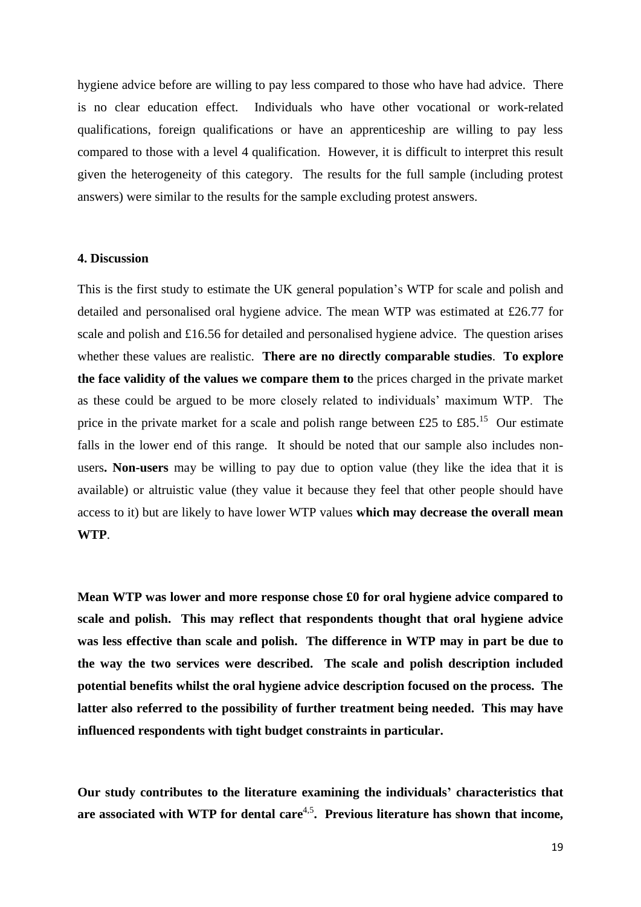hygiene advice before are willing to pay less compared to those who have had advice. There is no clear education effect. Individuals who have other vocational or work-related qualifications, foreign qualifications or have an apprenticeship are willing to pay less compared to those with a level 4 qualification. However, it is difficult to interpret this result given the heterogeneity of this category. The results for the full sample (including protest answers) were similar to the results for the sample excluding protest answers.

#### 4. Discussion

This is the first study to estimate the UK general population's WTP for scale and polish and detailed and personalised oral hygiene advice. The mean WTP was estimated at £26.77 for scale and polish and £16.56 for detailed and personalised hygiene advice. The question arises whether these values are realistic. **There are no directly comparable studies**. **To explore the face validity of the values we compare them to** the prices charged in the private market as these could be argued to be more closely related to individuals' maximum WTP. The price in the private market for a scale and polish range between £25 to £85.[15] Our estimate falls in the lower end of this range. It should be noted that our sample also includes non-users**. Non-users** may be willing to pay due to option value (they like the idea that it is available) or altruistic value (they value it because they feel that other people should have access to it) but are likely to have lower WTP values **which may decrease the overall mean WTP**.

**Mean WTP was lower and more response chose £0 for oral hygiene advice compared to scale and polish. This may reflect that respondents thought that oral hygiene advice was less effective than scale and polish. The difference in WTP may in part be due to the way the two services were described. The scale and polish description included potential benefits whilst the oral hygiene advice description focused on the process. The latter also referred to the possibility of further treatment being needed. This may have influenced respondents with tight budget constraints in particular.**

**Our study contributes to the literature examining the individuals' characteristics that are associated with WTP for dental care[4,5]. Previous literature has shown that income,**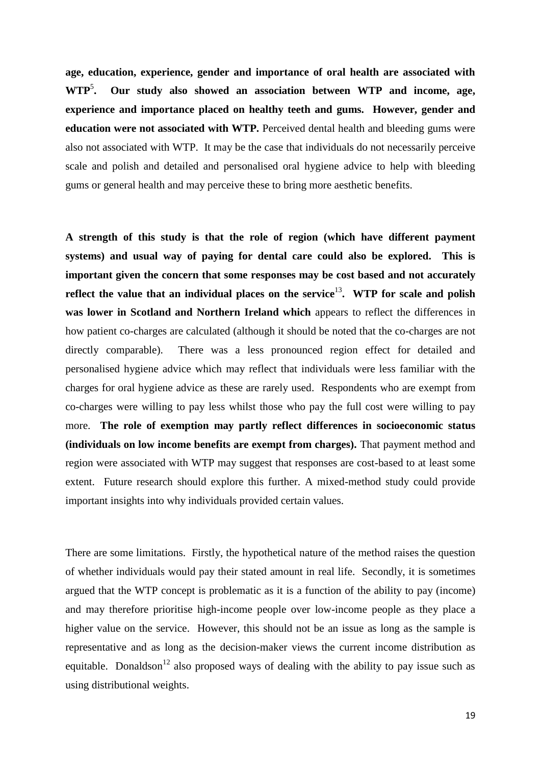**age, education, experience, gender and importance of oral health are associated with WTP[5]. Our study also showed an association between WTP and income, age, experience and importance placed on healthy teeth and gums. However, gender and education were not associated with WTP.** Perceived dental health and bleeding gums were also not associated with WTP. It may be the case that individuals do not necessarily perceive scale and polish and detailed and personalised oral hygiene advice to help with bleeding gums or general health and may perceive these to bring more aesthetic benefits.

**A strength of this study is that the role of region (which have different payment systems) and usual way of paying for dental care could also be explored. This is important given the concern that some responses may be cost based and not accurately reflect the value that an individual places on the service[13]. WTP for scale and polish was lower in Scotland and Northern Ireland which** appears to reflect the differences in how patient co-charges are calculated (although it should be noted that the co-charges are not directly comparable). There was a less pronounced region effect for detailed and personalised hygiene advice which may reflect that individuals were less familiar with the charges for oral hygiene advice as these are rarely used. Respondents who are exempt from co-charges were willing to pay less whilst those who pay the full cost were willing to pay more. **The role of exemption may partly reflect differences in socioeconomic status (individuals on low income benefits are exempt from charges).** That payment method and region were associated with WTP may suggest that responses are cost-based to at least some extent. Future research should explore this further. A mixed-method study could provide important insights into why individuals provided certain values.

There are some limitations. Firstly, the hypothetical nature of the method raises the question of whether individuals would pay their stated amount in real life. Secondly, it is sometimes argued that the WTP concept is problematic as it is a function of the ability to pay (income) and may therefore prioritise high-income people over low-income people as they place a higher value on the service. However, this should not be an issue as long as the sample is representative and as long as the decision-maker views the current income distribution as equitable. Donaldson[12] also proposed ways of dealing with the ability to pay issue such as using distributional weights.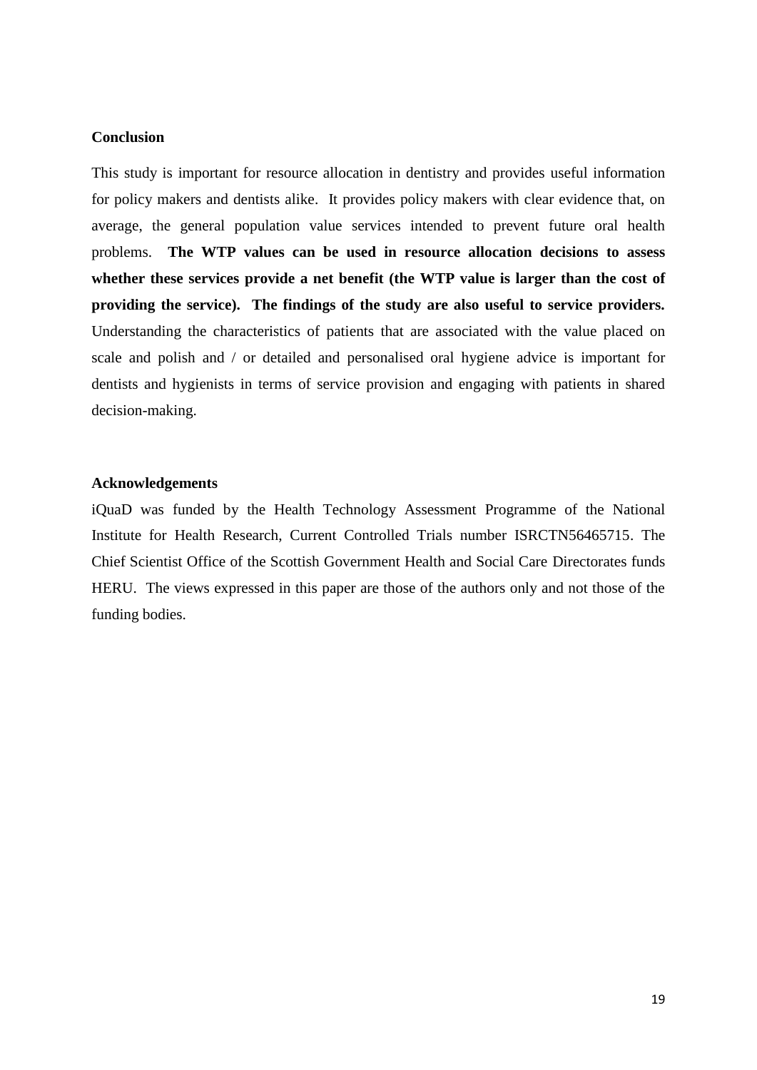## Conclusion

This study is important for resource allocation in dentistry and provides useful information for policy makers and dentists alike. It provides policy makers with clear evidence that, on average, the general population value services intended to prevent future oral health problems. **The WTP values can be used in resource allocation decisions to assess whether these services provide a net benefit (the WTP value is larger than the cost of providing the service). The findings of the study are also useful to service providers.** Understanding the characteristics of patients that are associated with the value placed on scale and polish and / or detailed and personalised oral hygiene advice is important for dentists and hygienists in terms of service provision and engaging with patients in shared decision-making.

## Acknowledgements

iQuaD was funded by the Health Technology Assessment Programme of the National Institute for Health Research, Current Controlled Trials number ISRCTN56465715. The Chief Scientist Office of the Scottish Government Health and Social Care Directorates funds HERU. The views expressed in this paper are those of the authors only and not those of the funding bodies.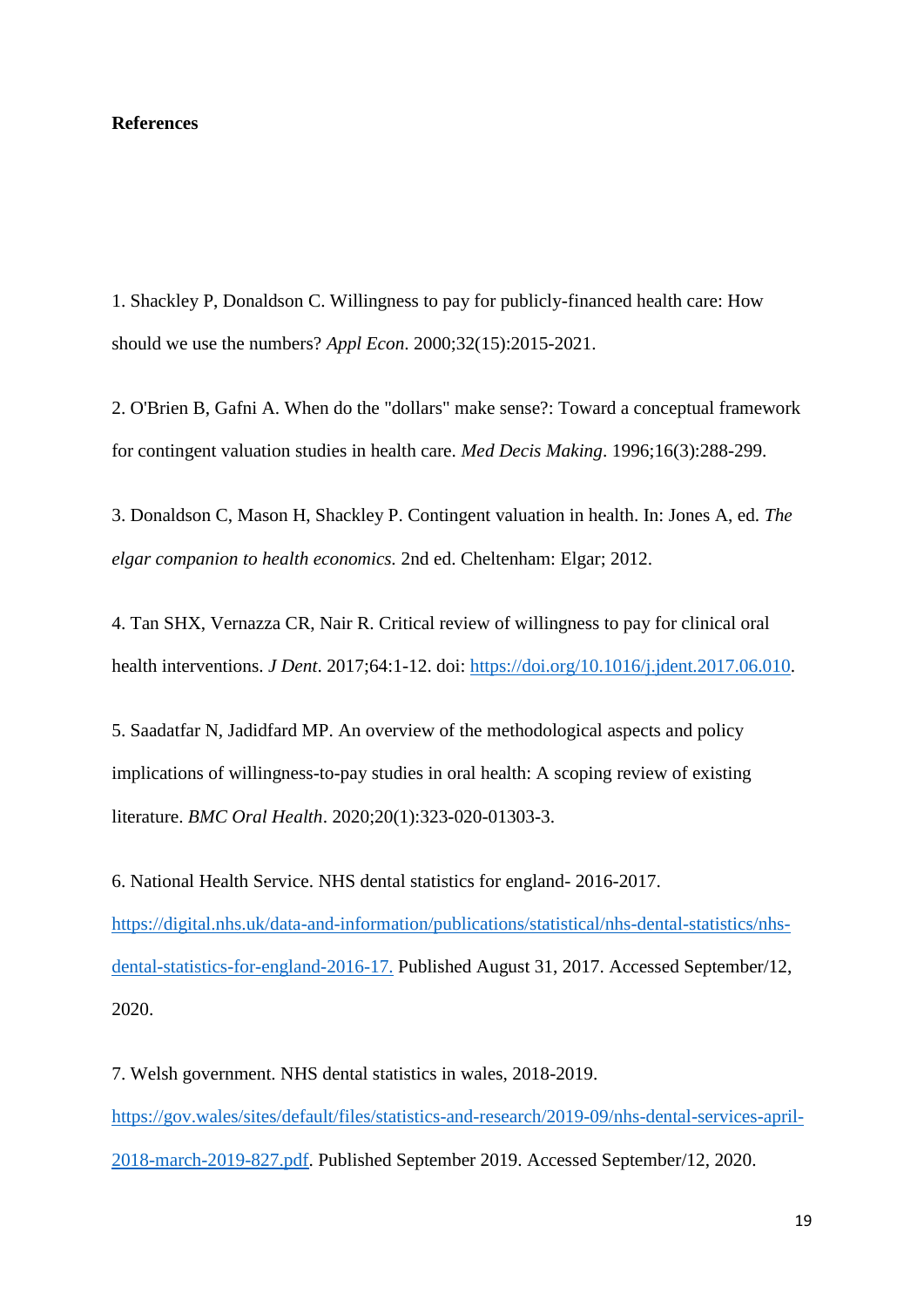**References**

1. Shackley P, Donaldson C. Willingness to pay for publicly-financed health care: How should we use the numbers? *Appl Econ*. 2000;32(15):2015-2021.

2. O'Brien B, Gafni A. When do the "dollars" make sense?: Toward a conceptual framework for contingent valuation studies in health care. *Med Decis Making*. 1996;16(3):288-299.

3. Donaldson C, Mason H, Shackley P. Contingent valuation in health. In: Jones A, ed. *The elgar companion to health economics*. 2nd ed. Cheltenham: Elgar; 2012.

4. Tan SHX, Vernazza CR, Nair R. Critical review of willingness to pay for clinical oral health interventions. *J Dent*. 2017;64:1-12. doi: https://doi.org/10.1016/j.jdent.2017.06.010.

5. Saadatfar N, Jadidfard MP. An overview of the methodological aspects and policy implications of willingness-to-pay studies in oral health: A scoping review of existing literature. *BMC Oral Health*. 2020;20(1):323-020-01303-3.

6. National Health Service. NHS dental statistics for england- 2016-2017. https://digital.nhs.uk/data-and-information/publications/statistical/nhs-dental-statistics/nhs-dental-statistics-for-england-2016-17. Published August 31, 2017. Accessed September/12, 2020.

7. Welsh government. NHS dental statistics in wales, 2018-2019. https://gov.wales/sites/default/files/statistics-and-research/2019-09/nhs-dental-services-april-2018-march-2019-827.pdf. Published September 2019. Accessed September/12, 2020.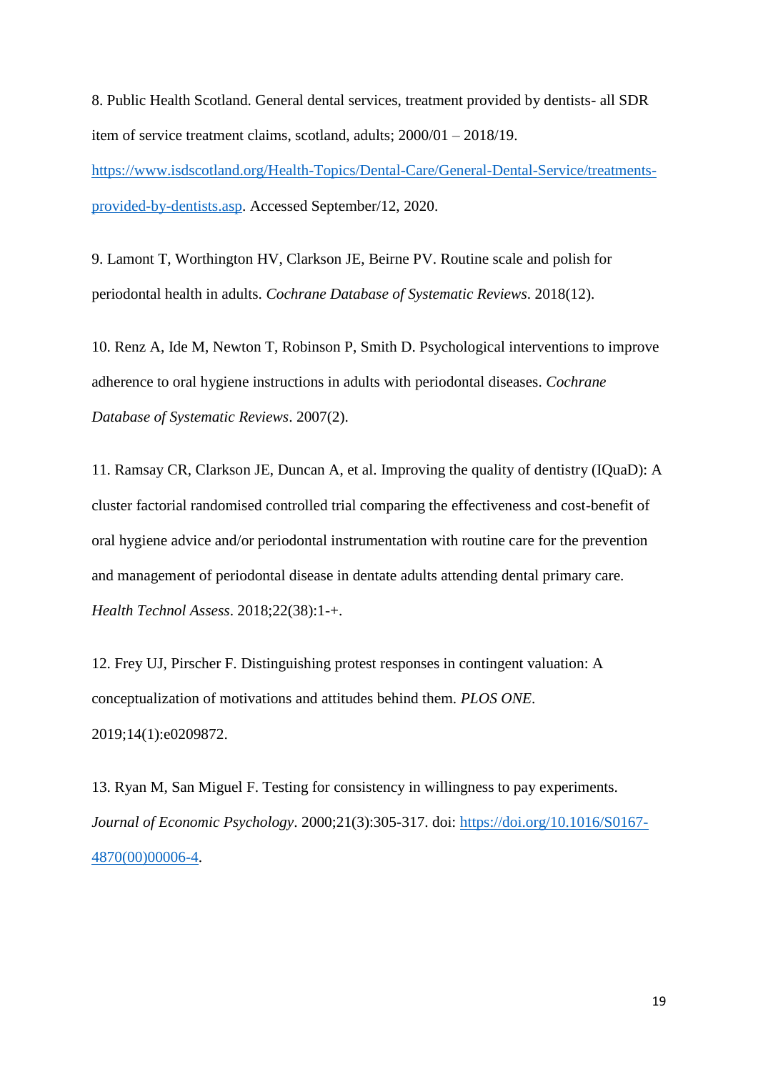8. Public Health Scotland. General dental services, treatment provided by dentists- all SDR item of service treatment claims, scotland, adults; 2000/01 – 2018/19. https://www.isdscotland.org/Health-Topics/Dental-Care/General-Dental-Service/treatments-provided-by-dentists.asp. Accessed September/12, 2020.

9. Lamont T, Worthington HV, Clarkson JE, Beirne PV. Routine scale and polish for periodontal health in adults. *Cochrane Database of Systematic Reviews*. 2018(12).

10. Renz A, Ide M, Newton T, Robinson P, Smith D. Psychological interventions to improve adherence to oral hygiene instructions in adults with periodontal diseases. *Cochrane Database of Systematic Reviews*. 2007(2).

11. Ramsay CR, Clarkson JE, Duncan A, et al. Improving the quality of dentistry (IQuaD): A cluster factorial randomised controlled trial comparing the effectiveness and cost-benefit of oral hygiene advice and/or periodontal instrumentation with routine care for the prevention and management of periodontal disease in dentate adults attending dental primary care. *Health Technol Assess*. 2018;22(38):1-+.

12. Frey UJ, Pirscher F. Distinguishing protest responses in contingent valuation: A conceptualization of motivations and attitudes behind them. *PLOS ONE*. 2019;14(1):e0209872.

13. Ryan M, San Miguel F. Testing for consistency in willingness to pay experiments. *Journal of Economic Psychology*. 2000;21(3):305-317. doi: https://doi.org/10.1016/S0167-4870(00)00006-4.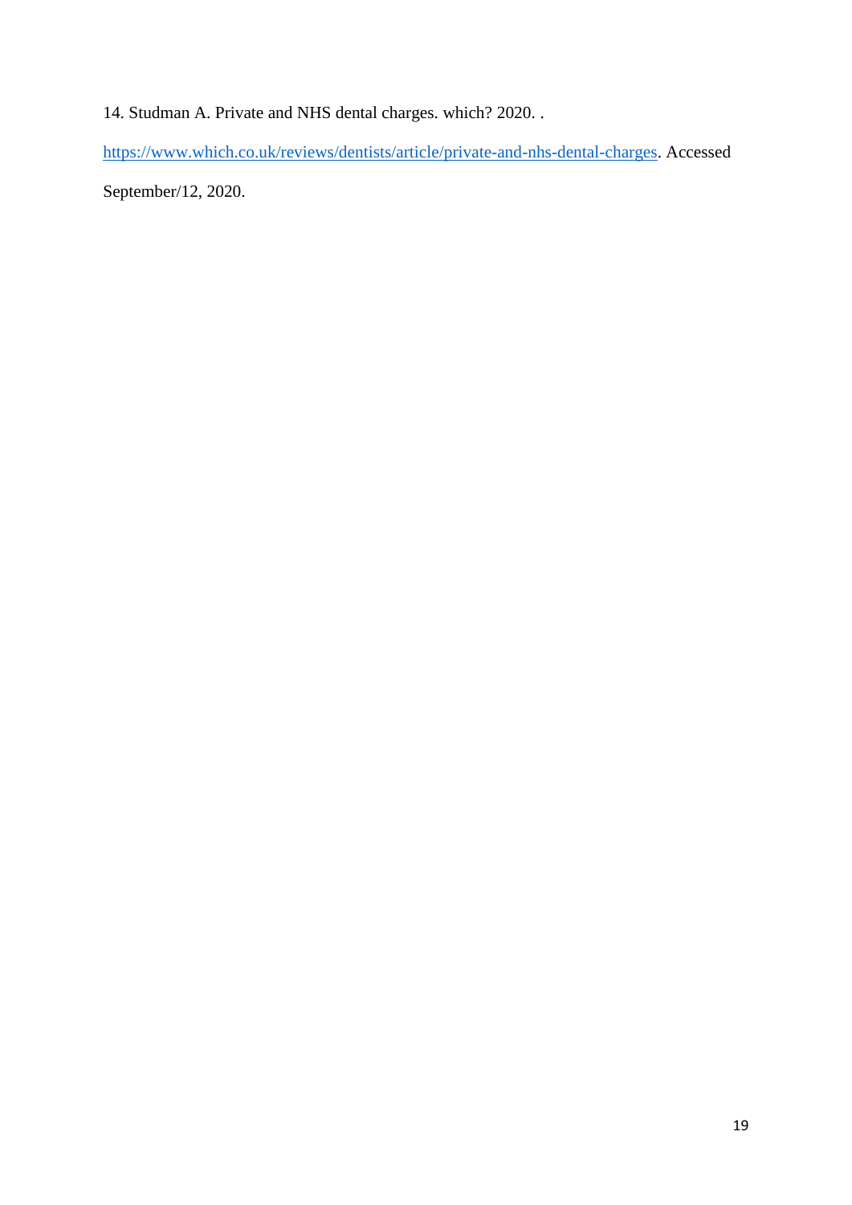14. Studman A. Private and NHS dental charges. which? 2020. . https://www.which.co.uk/reviews/dentists/article/private-and-nhs-dental-charges. Accessed September/12, 2020.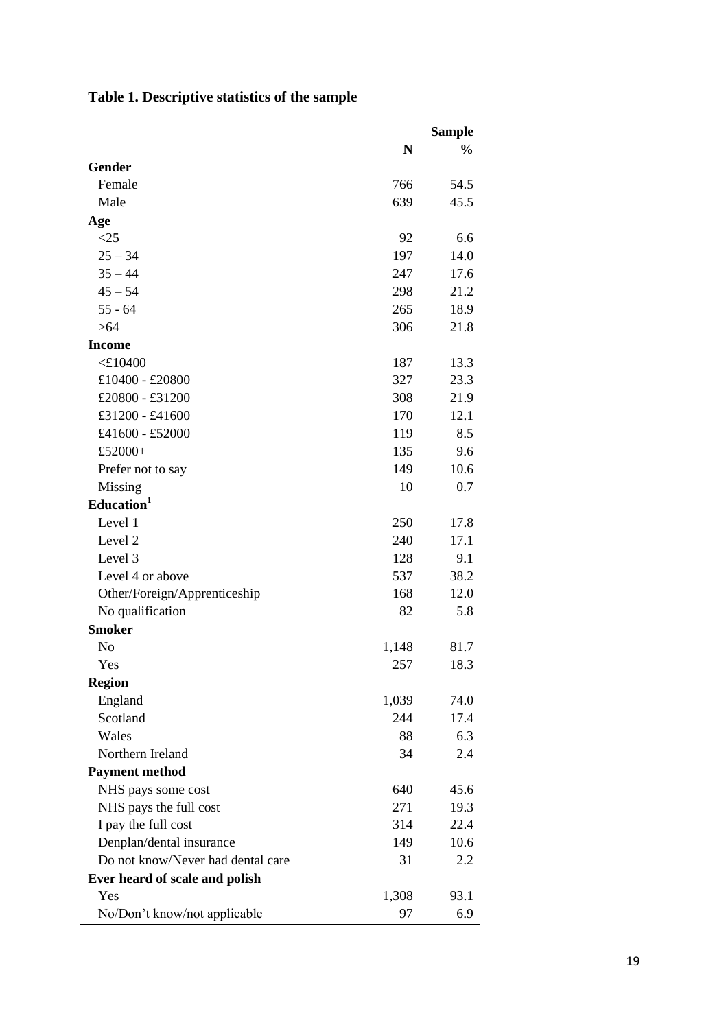**Table 1. Descriptive statistics of the sample**

| | Sample | |
|---|---|---|
| | N | % |
| **Gender** | | |
| Female | 766 | 54.5 |
| Male | 639 | 45.5 |
| **Age** | | |
| <25 | 92 | 6.6 |
| 25 – 34 | 197 | 14.0 |
| 35 – 44 | 247 | 17.6 |
| 45 – 54 | 298 | 21.2 |
| 55 - 64 | 265 | 18.9 |
| >64 | 306 | 21.8 |
| **Income** | | |
| <£10400 | 187 | 13.3 |
| £10400 - £20800 | 327 | 23.3 |
| £20800 - £31200 | 308 | 21.9 |
| £31200 - £41600 | 170 | 12.1 |
| £41600 - £52000 | 119 | 8.5 |
| £52000+ | 135 | 9.6 |
| Prefer not to say | 149 | 10.6 |
| Missing | 10 | 0.7 |
| **Education**[1] | | |
| Level 1 | 250 | 17.8 |
| Level 2 | 240 | 17.1 |
| Level 3 | 128 | 9.1 |
| Level 4 or above | 537 | 38.2 |
| Other/Foreign/Apprenticeship | 168 | 12.0 |
| No qualification | 82 | 5.8 |
| **Smoker** | | |
| No | 1,148 | 81.7 |
| Yes | 257 | 18.3 |
| **Region** | | |
| England | 1,039 | 74.0 |
| Scotland | 244 | 17.4 |
| Wales | 88 | 6.3 |
| Northern Ireland | 34 | 2.4 |
| **Payment method** | | |
| NHS pays some cost | 640 | 45.6 |
| NHS pays the full cost | 271 | 19.3 |
| I pay the full cost | 314 | 22.4 |
| Denplan/dental insurance | 149 | 10.6 |
| Do not know/Never had dental care | 31 | 2.2 |
| **Ever heard of scale and polish** | | |
| Yes | 1,308 | 93.1 |
| No/Don't know/not applicable | 97 | 6.9 |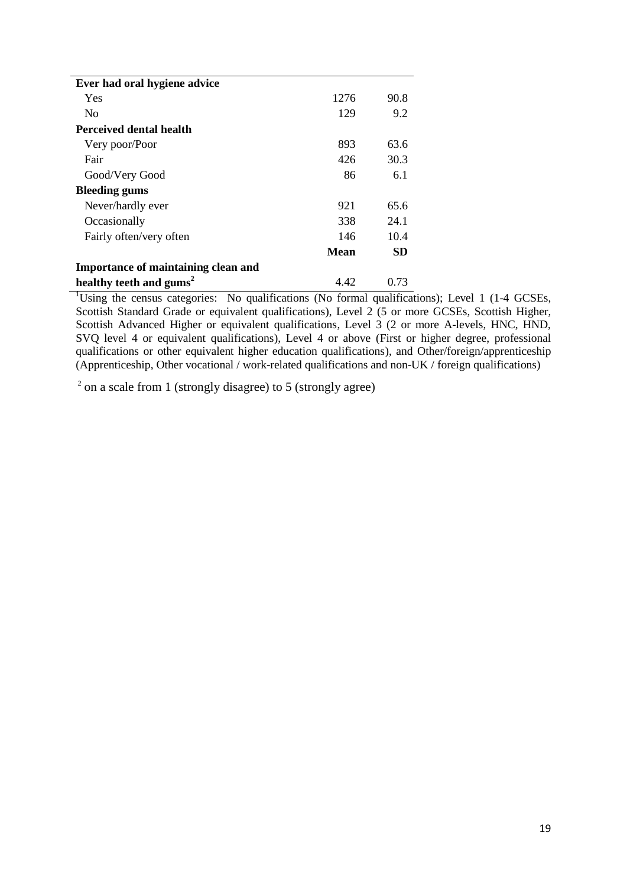| | | |
|---|---|---|
| **Ever had oral hygiene advice** | | |
| Yes | 1276 | 90.8 |
| No | 129 | 9.2 |
| **Perceived dental health** | | |
| Very poor/Poor | 893 | 63.6 |
| Fair | 426 | 30.3 |
| Good/Very Good | 86 | 6.1 |
| **Bleeding gums** | | |
| Never/hardly ever | 921 | 65.6 |
| Occasionally | 338 | 24.1 |
| Fairly often/very often | 146 | 10.4 |
| | **Mean** | **SD** |
| **Importance of maintaining clean and healthy teeth and gums[2]** | 4.42 | 0.73 |

[1]Using the census categories: No qualifications (No formal qualifications); Level 1 (1-4 GCSEs, Scottish Standard Grade or equivalent qualifications), Level 2 (5 or more GCSEs, Scottish Higher, Scottish Advanced Higher or equivalent qualifications, Level 3 (2 or more A-levels, HNC, HND, SVQ level 4 or equivalent qualifications), Level 4 or above (First or higher degree, professional qualifications or other equivalent higher education qualifications), and Other/foreign/apprenticeship (Apprenticeship, Other vocational / work-related qualifications and non-UK / foreign qualifications)

[2] on a scale from 1 (strongly disagree) to 5 (strongly agree)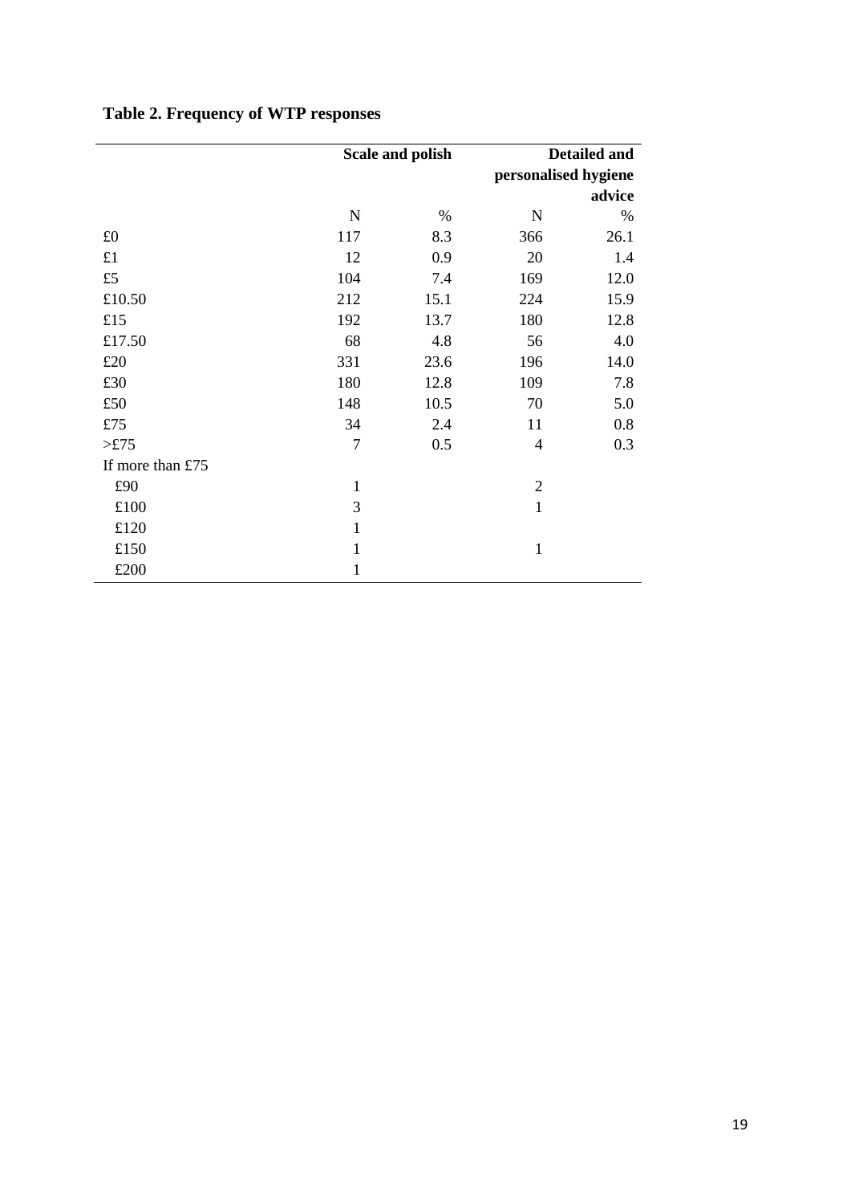**Table 2. Frequency of WTP responses**

| | Scale and polish | | Detailed and personalised hygiene advice | |
|---|---|---|---|---|
| | N | % | N | % |
| £0 | 117 | 8.3 | 366 | 26.1 |
| £1 | 12 | 0.9 | 20 | 1.4 |
| £5 | 104 | 7.4 | 169 | 12.0 |
| £10.50 | 212 | 15.1 | 224 | 15.9 |
| £15 | 192 | 13.7 | 180 | 12.8 |
| £17.50 | 68 | 4.8 | 56 | 4.0 |
| £20 | 331 | 23.6 | 196 | 14.0 |
| £30 | 180 | 12.8 | 109 | 7.8 |
| £50 | 148 | 10.5 | 70 | 5.0 |
| £75 | 34 | 2.4 | 11 | 0.8 |
| >£75 | 7 | 0.5 | 4 | 0.3 |
| If more than £75 | | | | |
| £90 | 1 | | 2 | |
| £100 | 3 | | 1 | |
| £120 | 1 | | | |
| £150 | 1 | | 1 | |
| £200 | 1 | | | |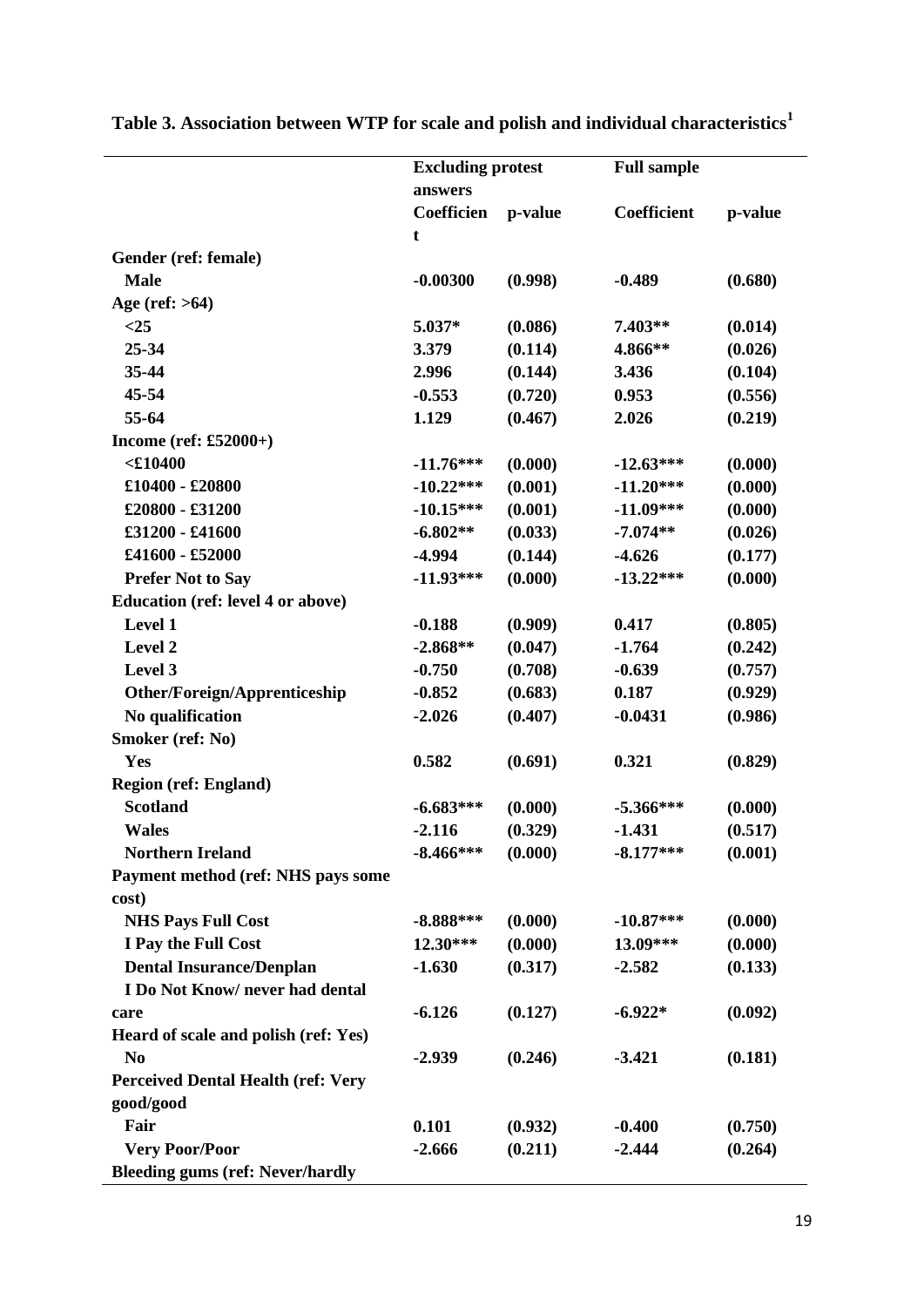**Table 3. Association between WTP for scale and polish and individual characteristics[1]**

| | Excluding protest answers | | Full sample | |
|---|---|---|---|---|
| | Coefficient | p-value | Coefficient | p-value |
| **Gender (ref: female)** | | | | |
| Male | -0.00300 | (0.998) | -0.489 | (0.680) |
| **Age (ref: >64)** | | | | |
| <25 | 5.037* | (0.086) | 7.403** | (0.014) |
| 25-34 | 3.379 | (0.114) | 4.866** | (0.026) |
| 35-44 | 2.996 | (0.144) | 3.436 | (0.104) |
| 45-54 | -0.553 | (0.720) | 0.953 | (0.556) |
| 55-64 | 1.129 | (0.467) | 2.026 | (0.219) |
| **Income (ref: £52000+)** | | | | |
| <£10400 | -11.76*** | (0.000) | -12.63*** | (0.000) |
| £10400 - £20800 | -10.22*** | (0.001) | -11.20*** | (0.000) |
| £20800 - £31200 | -10.15*** | (0.001) | -11.09*** | (0.000) |
| £31200 - £41600 | -6.802** | (0.033) | -7.074** | (0.026) |
| £41600 - £52000 | -4.994 | (0.144) | -4.626 | (0.177) |
| Prefer Not to Say | -11.93*** | (0.000) | -13.22*** | (0.000) |
| **Education (ref: level 4 or above)** | | | | |
| Level 1 | -0.188 | (0.909) | 0.417 | (0.805) |
| Level 2 | -2.868** | (0.047) | -1.764 | (0.242) |
| Level 3 | -0.750 | (0.708) | -0.639 | (0.757) |
| Other/Foreign/Apprenticeship | -0.852 | (0.683) | 0.187 | (0.929) |
| No qualification | -2.026 | (0.407) | -0.0431 | (0.986) |
| **Smoker (ref: No)** | | | | |
| Yes | 0.582 | (0.691) | 0.321 | (0.829) |
| **Region (ref: England)** | | | | |
| Scotland | -6.683*** | (0.000) | -5.366*** | (0.000) |
| Wales | -2.116 | (0.329) | -1.431 | (0.517) |
| Northern Ireland | -8.466*** | (0.000) | -8.177*** | (0.001) |
| **Payment method (ref: NHS pays some cost)** | | | | |
| NHS Pays Full Cost | -8.888*** | (0.000) | -10.87*** | (0.000) |
| I Pay the Full Cost | 12.30*** | (0.000) | 13.09*** | (0.000) |
| Dental Insurance/Denplan | -1.630 | (0.317) | -2.582 | (0.133) |
| I Do Not Know/ never had dental care | -6.126 | (0.127) | -6.922* | (0.092) |
| **Heard of scale and polish (ref: Yes)** | | | | |
| No | -2.939 | (0.246) | -3.421 | (0.181) |
| **Perceived Dental Health (ref: Very good/good** | | | | |
| Fair | 0.101 | (0.932) | -0.400 | (0.750) |
| Very Poor/Poor | -2.666 | (0.211) | -2.444 | (0.264) |
| **Bleeding gums (ref: Never/hardly** | | | | |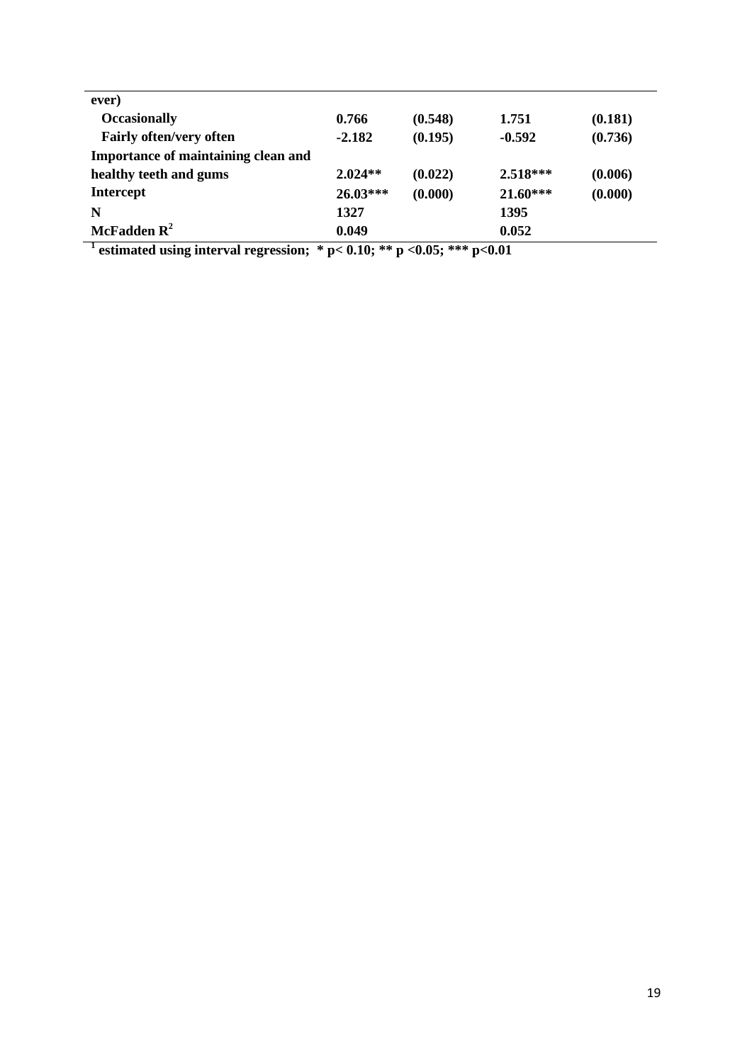| | | | | |
|---|---|---|---|---|
| **ever)** | | | | |
| **Occasionally** | **0.766** | **(0.548)** | **1.751** | **(0.181)** |
| **Fairly often/very often** | **-2.182** | **(0.195)** | **-0.592** | **(0.736)** |
| **Importance of maintaining clean and healthy teeth and gums** | **2.024**** | **(0.022)** | **2.518***** | **(0.006)** |
| **Intercept** | **26.03***** | **(0.000)** | **21.60***** | **(0.000)** |
| **N** | **1327** | | **1395** | |
| **McFadden $R^2$** | **0.049** | | **0.052** | |

**[1] estimated using interval regression; * p< 0.10; ** p <0.05; *** p<0.01**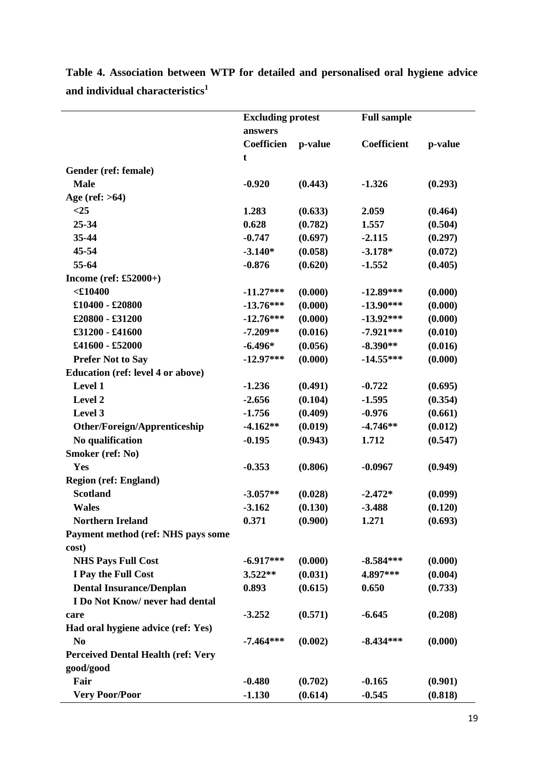**Table 4. Association between WTP for detailed and personalised oral hygiene advice and individual characteristics[1]**

| | Excluding protest answers | | Full sample | |
|---|---|---|---|---|
| | Coefficient | p-value | Coefficient | p-value |
| **Gender (ref: female)** | | | | |
| Male | -0.920 | (0.443) | -1.326 | (0.293) |
| **Age (ref: >64)** | | | | |
| <25 | 1.283 | (0.633) | 2.059 | (0.464) |
| 25-34 | 0.628 | (0.782) | 1.557 | (0.504) |
| 35-44 | -0.747 | (0.697) | -2.115 | (0.297) |
| 45-54 | -3.140* | (0.058) | -3.178* | (0.072) |
| 55-64 | -0.876 | (0.620) | -1.552 | (0.405) |
| **Income (ref: £52000+)** | | | | |
| <£10400 | -11.27*** | (0.000) | -12.89*** | (0.000) |
| £10400 - £20800 | -13.76*** | (0.000) | -13.90*** | (0.000) |
| £20800 - £31200 | -12.76*** | (0.000) | -13.92*** | (0.000) |
| £31200 - £41600 | -7.209** | (0.016) | -7.921*** | (0.010) |
| £41600 - £52000 | -6.496* | (0.056) | -8.390** | (0.016) |
| Prefer Not to Say | -12.97*** | (0.000) | -14.55*** | (0.000) |
| **Education (ref: level 4 or above)** | | | | |
| Level 1 | -1.236 | (0.491) | -0.722 | (0.695) |
| Level 2 | -2.656 | (0.104) | -1.595 | (0.354) |
| Level 3 | -1.756 | (0.409) | -0.976 | (0.661) |
| Other/Foreign/Apprenticeship | -4.162** | (0.019) | -4.746** | (0.012) |
| No qualification | -0.195 | (0.943) | 1.712 | (0.547) |
| **Smoker (ref: No)** | | | | |
| Yes | -0.353 | (0.806) | -0.0967 | (0.949) |
| **Region (ref: England)** | | | | |
| Scotland | -3.057** | (0.028) | -2.472* | (0.099) |
| Wales | -3.162 | (0.130) | -3.488 | (0.120) |
| Northern Ireland | 0.371 | (0.900) | 1.271 | (0.693) |
| **Payment method (ref: NHS pays some cost)** | | | | |
| NHS Pays Full Cost | -6.917*** | (0.000) | -8.584*** | (0.000) |
| I Pay the Full Cost | 3.522** | (0.031) | 4.897*** | (0.004) |
| Dental Insurance/Denplan | 0.893 | (0.615) | 0.650 | (0.733) |
| I Do Not Know/ never had dental care | -3.252 | (0.571) | -6.645 | (0.208) |
| **Had oral hygiene advice (ref: Yes)** | | | | |
| No | -7.464*** | (0.002) | -8.434*** | (0.000) |
| **Perceived Dental Health (ref: Very good/good** | | | | |
| Fair | -0.480 | (0.702) | -0.165 | (0.901) |
| Very Poor/Poor | -1.130 | (0.614) | -0.545 | (0.818) |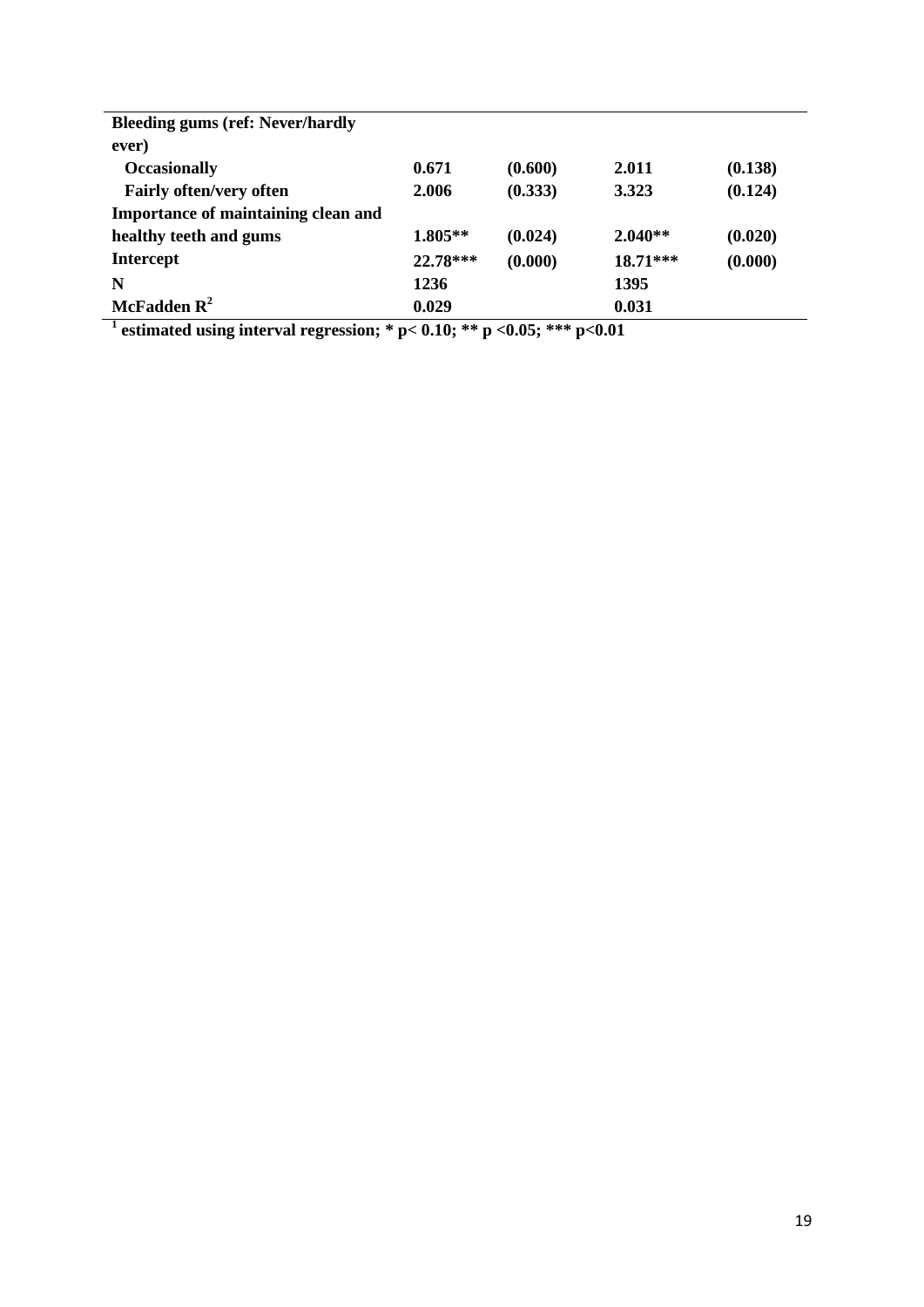| | | | | |
|---|---|---|---|---|
| **Bleeding gums (ref: Never/hardly ever)** | | | | |
| **Occasionally** | **0.671** | **(0.600)** | **2.011** | **(0.138)** |
| **Fairly often/very often** | **2.006** | **(0.333)** | **3.323** | **(0.124)** |
| **Importance of maintaining clean and healthy teeth and gums** | **1.805**** | **(0.024)** | **2.040**** | **(0.020)** |
| **Intercept** | **22.78***** | **(0.000)** | **18.71***** | **(0.000)** |
| **N** | **1236** | | **1395** | |
| **McFadden $R^2$** | **0.029** | | **0.031** | |

**[1] estimated using interval regression; * p< 0.10; ** p <0.05; *** p<0.01**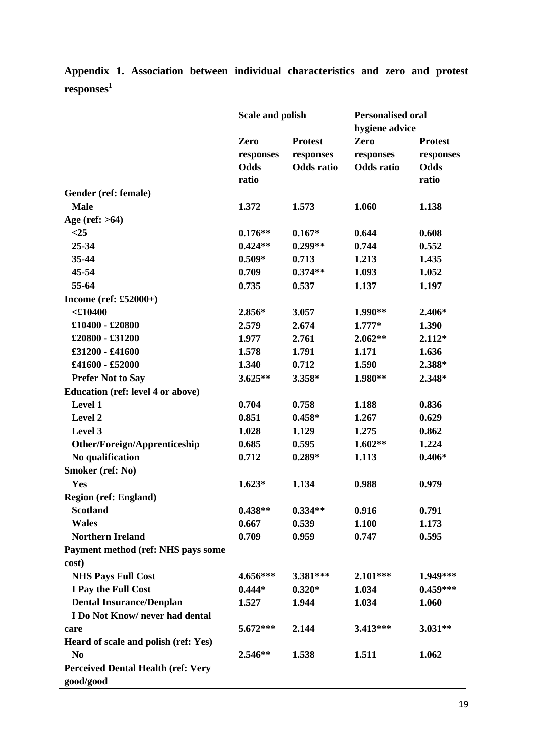**Appendix 1. Association between individual characteristics and zero and protest responses[1]**

| | Scale and polish | | Personalised oral hygiene advice | |
|---|---|---|---|---|
| | Zero responses Odds ratio | Protest responses Odds ratio | Zero responses Odds ratio | Protest responses Odds ratio |
| **Gender (ref: female)** | | | | |
| Male | 1.372 | 1.573 | 1.060 | 1.138 |
| **Age (ref: >64)** | | | | |
| <25 | 0.176** | 0.167* | 0.644 | 0.608 |
| 25-34 | 0.424** | 0.299** | 0.744 | 0.552 |
| 35-44 | 0.509* | 0.713 | 1.213 | 1.435 |
| 45-54 | 0.709 | 0.374** | 1.093 | 1.052 |
| 55-64 | 0.735 | 0.537 | 1.137 | 1.197 |
| **Income (ref: £52000+)** | | | | |
| <£10400 | 2.856* | 3.057 | 1.990** | 2.406* |
| £10400 - £20800 | 2.579 | 2.674 | 1.777* | 1.390 |
| £20800 - £31200 | 1.977 | 2.761 | 2.062** | 2.112* |
| £31200 - £41600 | 1.578 | 1.791 | 1.171 | 1.636 |
| £41600 - £52000 | 1.340 | 0.712 | 1.590 | 2.388* |
| Prefer Not to Say | 3.625** | 3.358* | 1.980** | 2.348* |
| **Education (ref: level 4 or above)** | | | | |
| Level 1 | 0.704 | 0.758 | 1.188 | 0.836 |
| Level 2 | 0.851 | 0.458* | 1.267 | 0.629 |
| Level 3 | 1.028 | 1.129 | 1.275 | 0.862 |
| Other/Foreign/Apprenticeship | 0.685 | 0.595 | 1.602** | 1.224 |
| No qualification | 0.712 | 0.289* | 1.113 | 0.406* |
| **Smoker (ref: No)** | | | | |
| Yes | 1.623* | 1.134 | 0.988 | 0.979 |
| **Region (ref: England)** | | | | |
| Scotland | 0.438** | 0.334** | 0.916 | 0.791 |
| Wales | 0.667 | 0.539 | 1.100 | 1.173 |
| Northern Ireland | 0.709 | 0.959 | 0.747 | 0.595 |
| **Payment method (ref: NHS pays some cost)** | | | | |
| NHS Pays Full Cost | 4.656*** | 3.381*** | 2.101*** | 1.949*** |
| I Pay the Full Cost | 0.444* | 0.320* | 1.034 | 0.459*** |
| Dental Insurance/Denplan | 1.527 | 1.944 | 1.034 | 1.060 |
| I Do Not Know/ never had dental care | 5.672*** | 2.144 | 3.413*** | 3.031** |
| **Heard of scale and polish (ref: Yes)** | | | | |
| No | 2.546** | 1.538 | 1.511 | 1.062 |
| **Perceived Dental Health (ref: Very good/good** | | | | |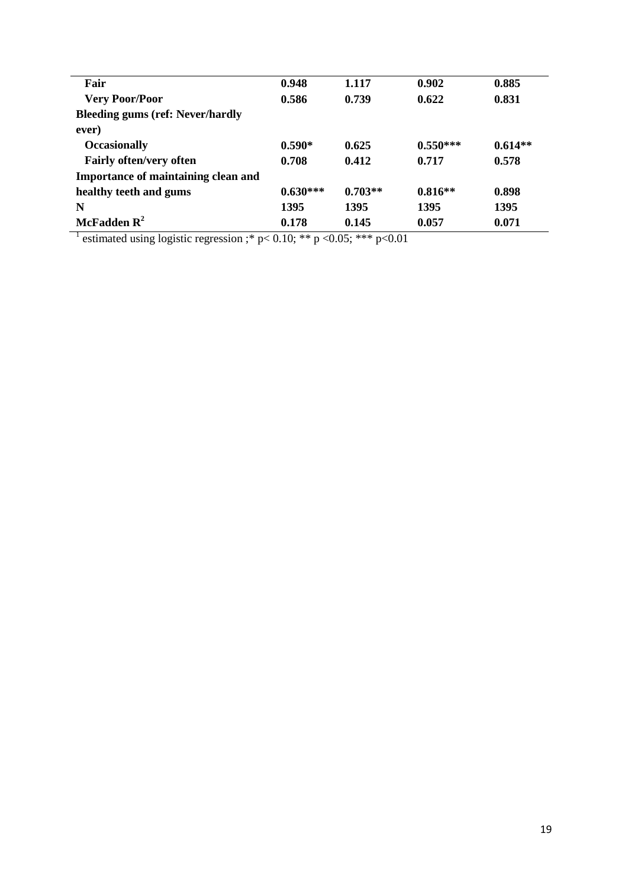| | | | | |
|---|---|---|---|---|
| **Fair** | **0.948** | **1.117** | **0.902** | **0.885** |
| **Very Poor/Poor** | **0.586** | **0.739** | **0.622** | **0.831** |
| **Bleeding gums (ref: Never/hardly ever)** | | | | |
| **Occasionally** | **0.590*** | **0.625** | **0.550***** | **0.614**** |
| **Fairly often/very often** | **0.708** | **0.412** | **0.717** | **0.578** |
| **Importance of maintaining clean and healthy teeth and gums** | **0.630***** | **0.703**** | **0.816**** | **0.898** |
| **N** | **1395** | **1395** | **1395** | **1395** |
| **McFadden $R^2$** | **0.178** | **0.145** | **0.057** | **0.071** |

[1] estimated using logistic regression ;* $p< 0.10$; ** $p <0.05$; *** $p<0.01$